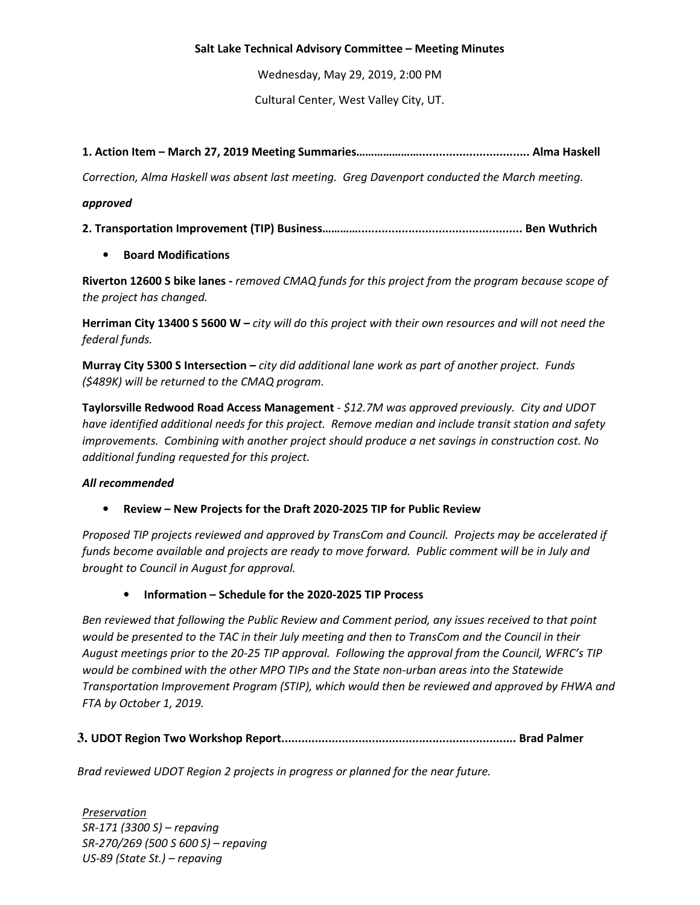**Salt Lake Technical Advisory Committee – Meeting Minutes**

Wednesday, May 29, 2019, 2:00 PM

Cultural Center, West Valley City, UT.

**1. Action Item – March 27, 2019 Meeting Summaries…………………………………………….. Alma Haskell**

*Correction, Alma Haskell was absent last meeting. Greg Davenport conducted the March meeting.*

***approved***

**2. Transportation Improvement (TIP) Business……………………………………………………….. Ben Wuthrich**

- **Board Modifications**

**Riverton 12600 S bike lanes -** *removed CMAQ funds for this project from the program because scope of the project has changed.*

**Herriman City 13400 S 5600 W –** *city will do this project with their own resources and will not need the federal funds.*

**Murray City 5300 S Intersection –** *city did additional lane work as part of another project. Funds ($489K) will be returned to the CMAQ program.*

**Taylorsville Redwood Road Access Management** - *$12.7M was approved previously. City and UDOT have identified additional needs for this project. Remove median and include transit station and safety improvements. Combining with another project should produce a net savings in construction cost. No additional funding requested for this project.*

***All recommended***

- **Review – New Projects for the Draft 2020-2025 TIP for Public Review**

*Proposed TIP projects reviewed and approved by TransCom and Council. Projects may be accelerated if funds become available and projects are ready to move forward. Public comment will be in July and brought to Council in August for approval.*

- **Information – Schedule for the 2020-2025 TIP Process**

*Ben reviewed that following the Public Review and Comment period, any issues received to that point would be presented to the TAC in their July meeting and then to TransCom and the Council in their August meetings prior to the 20-25 TIP approval. Following the approval from the Council, WFRC's TIP would be combined with the other MPO TIPs and the State non-urban areas into the Statewide Transportation Improvement Program (STIP), which would then be reviewed and approved by FHWA and FTA by October 1, 2019.*

**3. UDOT Region Two Workshop Report…………………………………………………………….. Brad Palmer**

*Brad reviewed UDOT Region 2 projects in progress or planned for the near future.*

*Preservation*
*SR-171 (3300 S) – repaving*
*SR-270/269 (500 S 600 S) – repaving*
*US-89 (State St.) – repaving*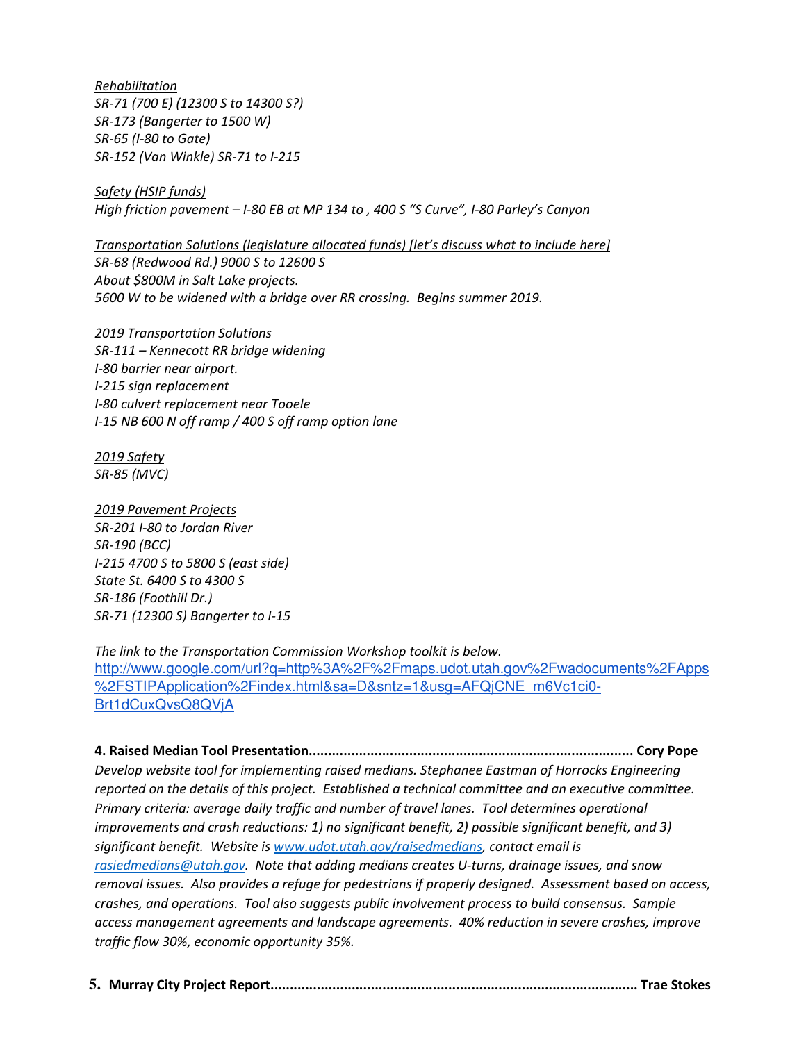*<u>Rehabilitation</u>*
*SR-71 (700 E) (12300 S to 14300 S?)*
*SR-173 (Bangerter to 1500 W)*
*SR-65 (I-80 to Gate)*
*SR-152 (Van Winkle) SR-71 to I-215*

*<u>Safety (HSIP funds)</u>*
*High friction pavement – I-80 EB at MP 134 to , 400 S "S Curve", I-80 Parley's Canyon*

*<u>Transportation Solutions (legislature allocated funds) [let's discuss what to include here]</u>*
*SR-68 (Redwood Rd.) 9000 S to 12600 S*
*About $800M in Salt Lake projects.*
*5600 W to be widened with a bridge over RR crossing. Begins summer 2019.*

*<u>2019 Transportation Solutions</u>*
*SR-111 – Kennecott RR bridge widening*
*I-80 barrier near airport.*
*I-215 sign replacement*
*I-80 culvert replacement near Tooele*
*I-15 NB 600 N off ramp / 400 S off ramp option lane*

*<u>2019 Safety</u>*
*SR-85 (MVC)*

*<u>2019 Pavement Projects</u>*
*SR-201 I-80 to Jordan River*
*SR-190 (BCC)*
*I-215 4700 S to 5800 S (east side)*
*State St. 6400 S to 4300 S*
*SR-186 (Foothill Dr.)*
*SR-71 (12300 S) Bangerter to I-15*

*The link to the Transportation Commission Workshop toolkit is below.*
[http://www.google.com/url?q=http%3A%2F%2Fmaps.udot.utah.gov%2Fwadocuments%2FApps%2FSTIPApplication%2Findex.html&sa=D&sntz=1&usg=AFQjCNE_m6Vc1ci0-Brt1dCuxQvsQ8QVjA](http://www.google.com/url?q=http%3A%2F%2Fmaps.udot.utah.gov%2Fwadocuments%2FApps%2FSTIPApplication%2Findex.html&sa=D&sntz=1&usg=AFQjCNE_m6Vc1ci0-Brt1dCuxQvsQ8QVjA)

**4. Raised Median Tool Presentation.................................................................................. Cory Pope**

*Develop website tool for implementing raised medians. Stephanee Eastman of Horrocks Engineering reported on the details of this project. Established a technical committee and an executive committee. Primary criteria: average daily traffic and number of travel lanes. Tool determines operational improvements and crash reductions: 1) no significant benefit, 2) possible significant benefit, and 3) significant benefit. Website is [www.udot.utah.gov/raisedmedians](http://www.udot.utah.gov/raisedmedians), contact email is [rasiedmedians@utah.gov](mailto:rasiedmedians@utah.gov). Note that adding medians creates U-turns, drainage issues, and snow removal issues. Also provides a refuge for pedestrians if properly designed. Assessment based on access, crashes, and operations. Tool also suggests public involvement process to build consensus. Sample access management agreements and landscape agreements. 40% reduction in severe crashes, improve traffic flow 30%, economic opportunity 35%.*

**5. Murray City Project Report............................................................................................ Trae Stokes**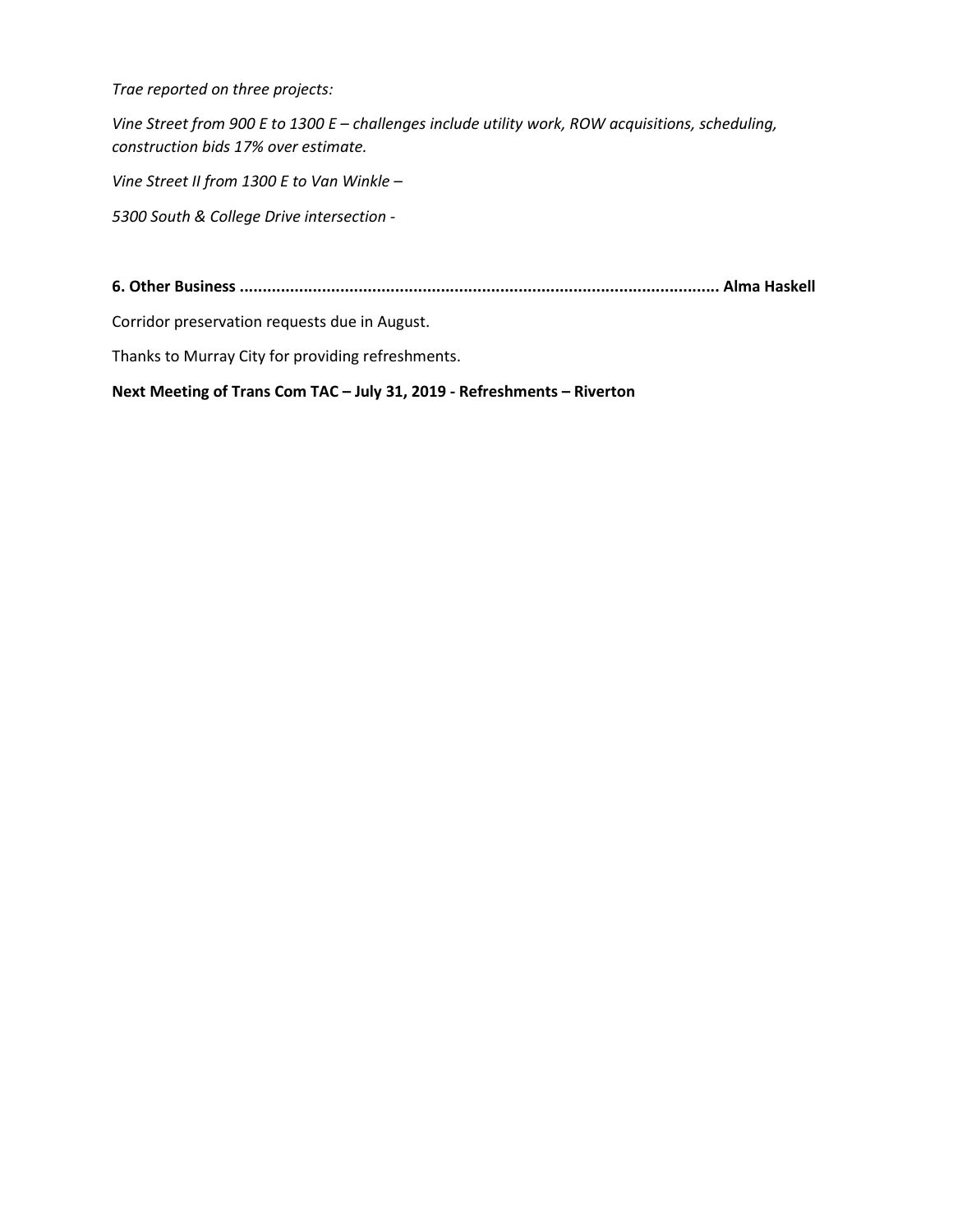*Trae reported on three projects:*

*Vine Street from 900 E to 1300 E – challenges include utility work, ROW acquisitions, scheduling, construction bids 17% over estimate.*

*Vine Street II from 1300 E to Van Winkle –*

*5300 South & College Drive intersection -*

**6. Other Business ........................................................................................................ Alma Haskell**

Corridor preservation requests due in August.

Thanks to Murray City for providing refreshments.

**Next Meeting of Trans Com TAC – July 31, 2019 - Refreshments – Riverton**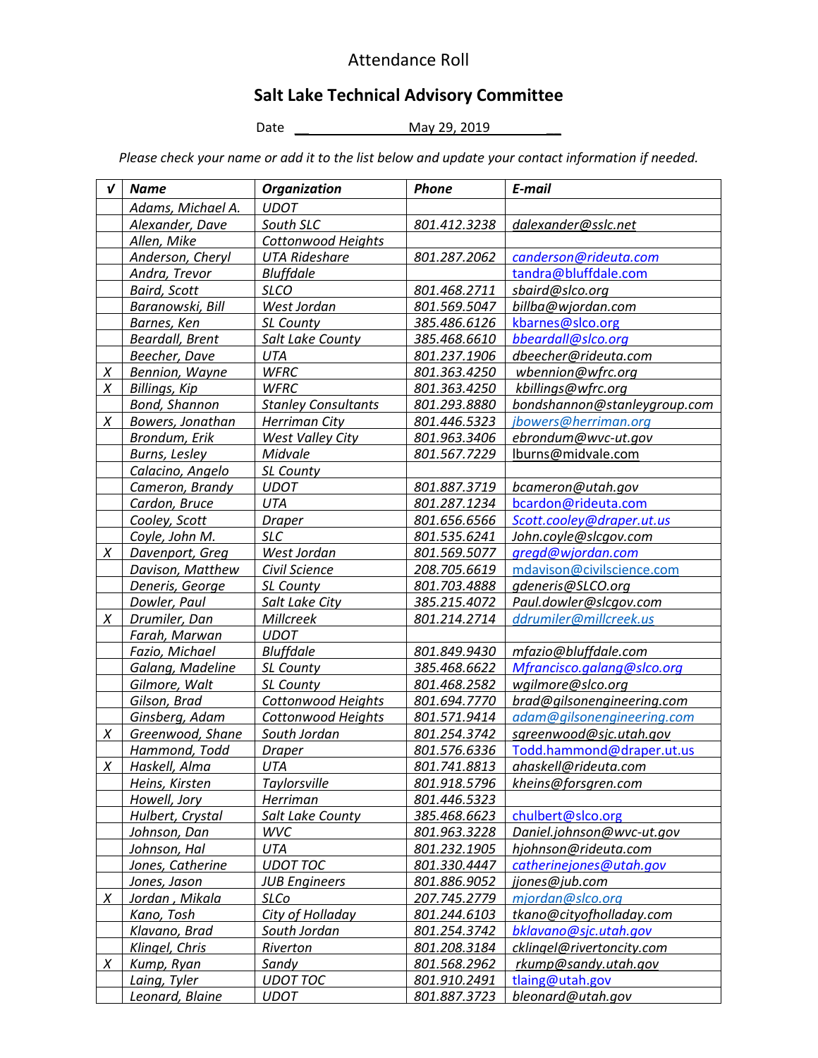Attendance Roll

## Salt Lake Technical Advisory Committee

Date __ May 29, 2019 __

*Please check your name or add it to the list below and update your contact information if needed.*

| √ | *Name* | *Organization* | *Phone* | *E-mail* |
|---|---|---|---|---|
| | *Adams, Michael A.* | *UDOT* | | |
| | *Alexander, Dave* | *South SLC* | *801.412.3238* | *dalexander@sslc.net* |
| | *Allen, Mike* | *Cottonwood Heights* | | |
| | *Anderson, Cheryl* | *UTA Rideshare* | *801.287.2062* | *canderson@rideuta.com* |
| | *Andra, Trevor* | *Bluffdale* | | tandra@bluffdale.com |
| | *Baird, Scott* | *SLCO* | *801.468.2711* | *sbaird@slco.org* |
| | *Baranowski, Bill* | *West Jordan* | *801.569.5047* | *billba@wjordan.com* |
| | *Barnes, Ken* | *SL County* | *385.486.6126* | kbarnes@slco.org |
| | *Beardall, Brent* | *Salt Lake County* | *385.468.6610* | *bbeardall@slco.org* |
| | *Beecher, Dave* | *UTA* | *801.237.1906* | *dbeecher@rideuta.com* |
| *X* | *Bennion, Wayne* | *WFRC* | *801.363.4250* | *wbennion@wfrc.org* |
| *X* | *Billings, Kip* | *WFRC* | *801.363.4250* | *kbillings@wfrc.org* |
| | *Bond, Shannon* | *Stanley Consultants* | *801.293.8880* | *bondshannon@stanleygroup.com* |
| *X* | *Bowers, Jonathan* | *Herriman City* | *801.446.5323* | *jbowers@herriman.org* |
| | *Brondum, Erik* | *West Valley City* | *801.963.3406* | *ebrondum@wvc-ut.gov* |
| | *Burns, Lesley* | *Midvale* | *801.567.7229* | lburns@midvale.com |
| | *Calacino, Angelo* | *SL County* | | |
| | *Cameron, Brandy* | *UDOT* | *801.887.3719* | *bcameron@utah.gov* |
| | *Cardon, Bruce* | *UTA* | *801.287.1234* | bcardon@rideuta.com |
| | *Cooley, Scott* | *Draper* | *801.656.6566* | *Scott.cooley@draper.ut.us* |
| | *Coyle, John M.* | *SLC* | *801.535.6241* | *John.coyle@slcgov.com* |
| *X* | *Davenport, Greg* | *West Jordan* | *801.569.5077* | *gregd@wjordan.com* |
| | *Davison, Matthew* | *Civil Science* | *208.705.6619* | mdavison@civilscience.com |
| | *Deneris, George* | *SL County* | *801.703.4888* | *gdeneris@SLCO.org* |
| | *Dowler, Paul* | *Salt Lake City* | *385.215.4072* | *Paul.dowler@slcgov.com* |
| *X* | *Drumiler, Dan* | *Millcreek* | *801.214.2714* | *ddrumiler@millcreek.us* |
| | *Farah, Marwan* | *UDOT* | | |
| | *Fazio, Michael* | *Bluffdale* | *801.849.9430* | *mfazio@bluffdale.com* |
| | *Galang, Madeline* | *SL County* | *385.468.6622* | *Mfrancisco.galang@slco.org* |
| | *Gilmore, Walt* | *SL County* | *801.468.2582* | *wgilmore@slco.org* |
| | *Gilson, Brad* | *Cottonwood Heights* | *801.694.7770* | *brad@gilsonengineering.com* |
| | *Ginsberg, Adam* | *Cottonwood Heights* | *801.571.9414* | *adam@gilsonengineering.com* |
| *X* | *Greenwood, Shane* | *South Jordan* | *801.254.3742* | *sgreenwood@sjc.utah.gov* |
| | *Hammond, Todd* | *Draper* | *801.576.6336* | Todd.hammond@draper.ut.us |
| *X* | *Haskell, Alma* | *UTA* | *801.741.8813* | *ahaskell@rideuta.com* |
| | *Heins, Kirsten* | *Taylorsville* | *801.918.5796* | *kheins@forsgren.com* |
| | *Howell, Jory* | *Herriman* | *801.446.5323* | |
| | *Hulbert, Crystal* | *Salt Lake County* | *385.468.6623* | chulbert@slco.org |
| | *Johnson, Dan* | *WVC* | *801.963.3228* | *Daniel.johnson@wvc-ut.gov* |
| | *Johnson, Hal* | *UTA* | *801.232.1905* | *hjohnson@rideuta.com* |
| | *Jones, Catherine* | *UDOT TOC* | *801.330.4447* | *catherinejones@utah.gov* |
| | *Jones, Jason* | *JUB Engineers* | *801.886.9052* | *jjones@jub.com* |
| *X* | *Jordan , Mikala* | *SLCo* | *207.745.2779* | *mjordan@slco.org* |
| | *Kano, Tosh* | *City of Holladay* | *801.244.6103* | *tkano@cityofholladay.com* |
| | *Klavano, Brad* | *South Jordan* | *801.254.3742* | *bklavano@sjc.utah.gov* |
| | *Klingel, Chris* | *Riverton* | *801.208.3184* | *cklingel@rivertoncity.com* |
| *X* | *Kump, Ryan* | *Sandy* | *801.568.2962* | *rkump@sandy.utah.gov* |
| | *Laing, Tyler* | *UDOT TOC* | *801.910.2491* | tlaing@utah.gov |
| | *Leonard, Blaine* | *UDOT* | *801.887.3723* | *bleonard@utah.gov* |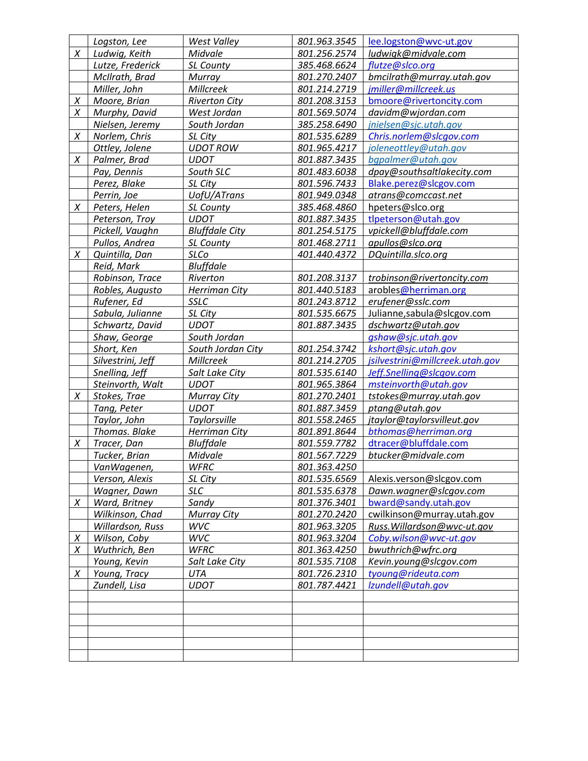| | | | | |
|---|---|---|---|---|
| | Logston, Lee | West Valley | 801.963.3545 | lee.logston@wvc-ut.gov |
| X | Ludwig, Keith | Midvale | 801.256.2574 | ludwigk@midvale.com |
| | Lutze, Frederick | SL County | 385.468.6624 | flutze@slco.org |
| | McIlrath, Brad | Murray | 801.270.2407 | bmcilrath@murray.utah.gov |
| | Miller, John | Millcreek | 801.214.2719 | jmiller@millcreek.us |
| X | Moore, Brian | Riverton City | 801.208.3153 | bmoore@rivertoncity.com |
| X | Murphy, David | West Jordan | 801.569.5074 | davidm@wjordan.com |
| | Nielsen, Jeremy | South Jordan | 385.258.6490 | jnielsen@sjc.utah.gov |
| X | Norlem, Chris | SL City | 801.535.6289 | Chris.norlem@slcgov.com |
| | Ottley, Jolene | UDOT ROW | 801.965.4217 | joleneottley@utah.gov |
| X | Palmer, Brad | UDOT | 801.887.3435 | bgpalmer@utah.gov |
| | Pay, Dennis | South SLC | 801.483.6038 | dpay@southsaltlakecity.com |
| | Perez, Blake | SL City | 801.596.7433 | Blake.perez@slcgov.com |
| | Perrin, Joe | UofU/ATrans | 801.949.0348 | atrans@comccast.net |
| X | Peters, Helen | SL County | 385.468.4860 | hpeters@slco.org |
| | Peterson, Troy | UDOT | 801.887.3435 | tlpeterson@utah.gov |
| | Pickell, Vaughn | Bluffdale City | 801.254.5175 | vpickell@bluffdale.com |
| | Pullos, Andrea | SL County | 801.468.2711 | apullos@slco.org |
| X | Quintilla, Dan | SLCo | 401.440.4372 | DQuintilla.slco.org |
| | Reid, Mark | Bluffdale | | |
| | Robinson, Trace | Riverton | 801.208.3137 | trobinson@rivertoncity.com |
| | Robles, Augusto | Herriman City | 801.440.5183 | arobles@herriman.org |
| | Rufener, Ed | SSLC | 801.243.8712 | erufener@sslc.com |
| | Sabula, Julianne | SL City | 801.535.6675 | Julianne,sabula@slcgov.com |
| | Schwartz, David | UDOT | 801.887.3435 | dschwartz@utah.gov |
| | Shaw, George | South Jordan | | gshaw@sjc.utah.gov |
| | Short, Ken | South Jordan City | 801.254.3742 | kshort@sjc.utah.gov |
| | Silvestrini, Jeff | Millcreek | 801.214.2705 | jsilvestrini@millcreek.utah.gov |
| | Snelling, Jeff | Salt Lake City | 801.535.6140 | Jeff.Snelling@slcgov.com |
| | Steinvorth, Walt | UDOT | 801.965.3864 | msteinvorth@utah.gov |
| X | Stokes, Trae | Murray City | 801.270.2401 | tstokes@murray.utah.gov |
| | Tang, Peter | UDOT | 801.887.3459 | ptang@utah.gov |
| | Taylor, John | Taylorsville | 801.558.2465 | jtaylor@taylorsvilleut.gov |
| | Thomas. Blake | Herriman City | 801.891.8644 | bthomas@herriman.org |
| X | Tracer, Dan | Bluffdale | 801.559.7782 | dtracer@bluffdale.com |
| | Tucker, Brian | Midvale | 801.567.7229 | btucker@midvale.com |
| | VanWagenen, | WFRC | 801.363.4250 | |
| | Verson, Alexis | SL City | 801.535.6569 | Alexis.verson@slcgov.com |
| | Wagner, Dawn | SLC | 801.535.6378 | Dawn.wagner@slcgov.com |
| X | Ward, Britney | Sandy | 801.376.3401 | bward@sandy.utah.gov |
| | Wilkinson, Chad | Murray City | 801.270.2420 | cwilkinson@murray.utah.gov |
| | Willardson, Russ | WVC | 801.963.3205 | Russ.Willardson@wvc-ut.gov |
| X | Wilson, Coby | WVC | 801.963.3204 | Coby.wilson@wvc-ut.gov |
| X | Wuthrich, Ben | WFRC | 801.363.4250 | bwuthrich@wfrc.org |
| | Young, Kevin | Salt Lake City | 801.535.7108 | Kevin.young@slcgov.com |
| X | Young, Tracy | UTA | 801.726.2310 | tyoung@rideuta.com |
| | Zundell, Lisa | UDOT | 801.787.4421 | lzundell@utah.gov |
| | | | | |
| | | | | |
| | | | | |
| | | | | |
| | | | | |
| | | | | |